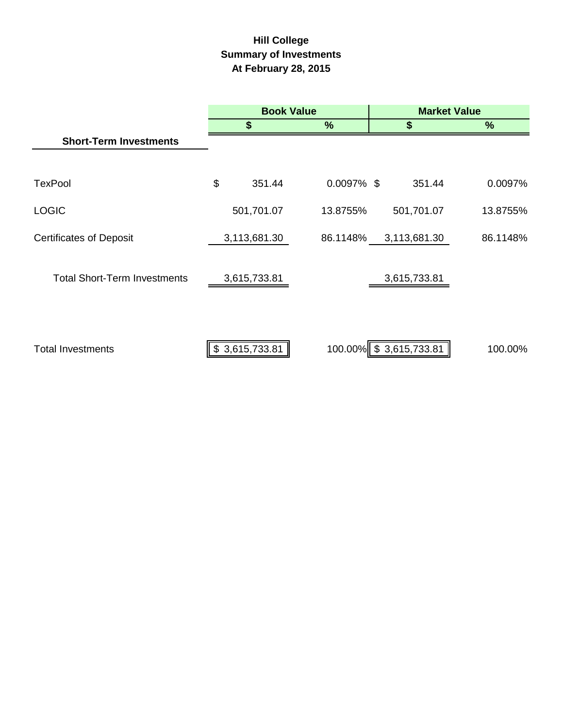# Hill College
## Summary of Investments
### At February 28, 2015

| | Book Value | | Market Value | |
|---|---|---|---|---|
| | $ | % | $ | % |
| **Short-Term Investments** | | | | |
| TexPool | $ 351.44 | 0.0097% | $ 351.44 | 0.0097% |
| LOGIC | 501,701.07 | 13.8755% | 501,701.07 | 13.8755% |
| Certificates of Deposit | 3,113,681.30 | 86.1148% | 3,113,681.30 | 86.1148% |
| Total Short-Term Investments | 3,615,733.81 | | 3,615,733.81 | |
| Total Investments | $ 3,615,733.81 | 100.00% | $ 3,615,733.81 | 100.00% |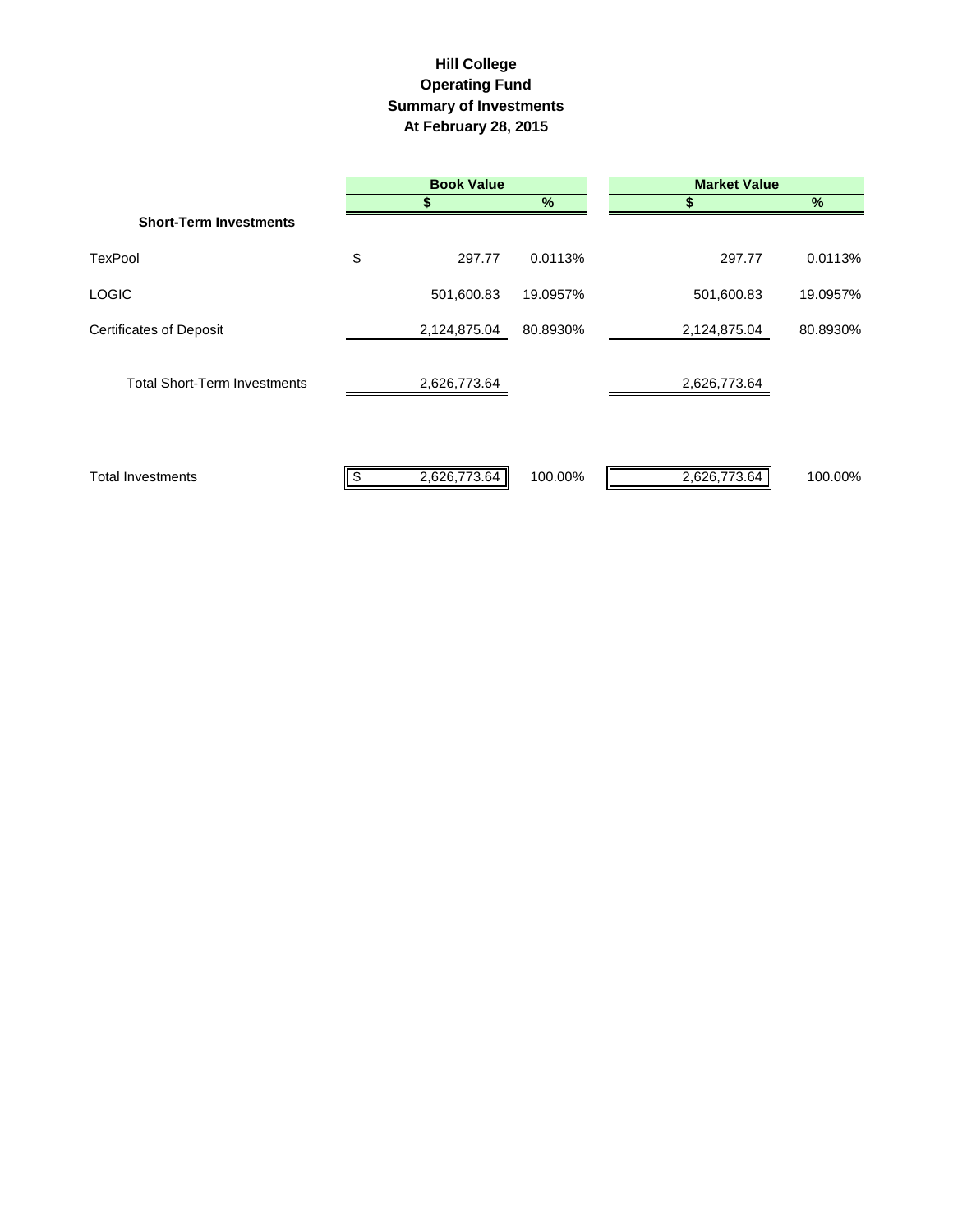# Hill College
## Operating Fund
## Summary of Investments
## At February 28, 2015

| | Book Value | | Market Value | |
|---|---|---|---|---|
| | $ | % | $ | % |
| **Short-Term Investments** | | | | |
| TexPool | $ 297.77 | 0.0113% | 297.77 | 0.0113% |
| LOGIC | 501,600.83 | 19.0957% | 501,600.83 | 19.0957% |
| Certificates of Deposit | 2,124,875.04 | 80.8930% | 2,124,875.04 | 80.8930% |
| Total Short-Term Investments | 2,626,773.64 | | 2,626,773.64 | |
| Total Investments | $ 2,626,773.64 | 100.00% | 2,626,773.64 | 100.00% |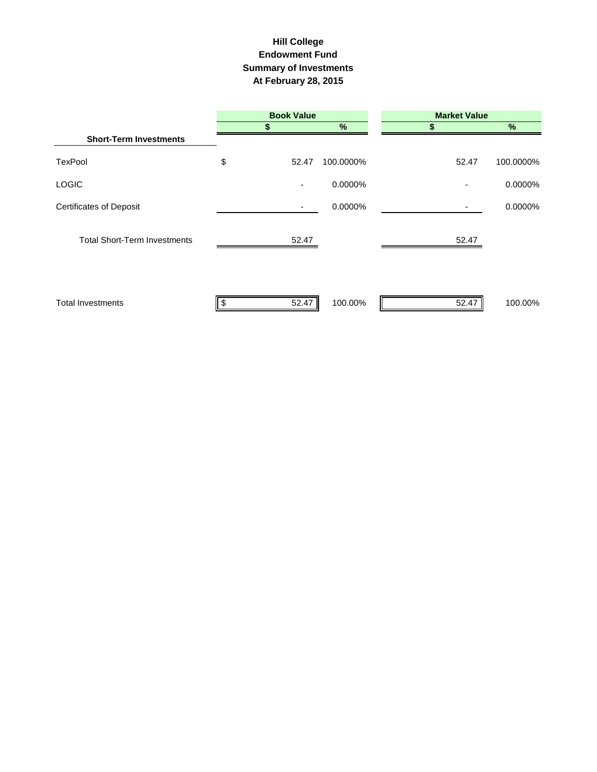# Hill College
## Endowment Fund
## Summary of Investments
## At February 28, 2015

| | Book Value | | Market Value | |
|---|---|---|---|---|
| | $ | % | $ | % |
| **Short-Term Investments** | | | | |
| TexPool | $ 52.47 | 100.0000% | 52.47 | 100.0000% |
| LOGIC | - | 0.0000% | - | 0.0000% |
| Certificates of Deposit | - | 0.0000% | - | 0.0000% |
| Total Short-Term Investments | 52.47 | | 52.47 | |
| Total Investments | $ 52.47 | 100.00% | 52.47 | 100.00% |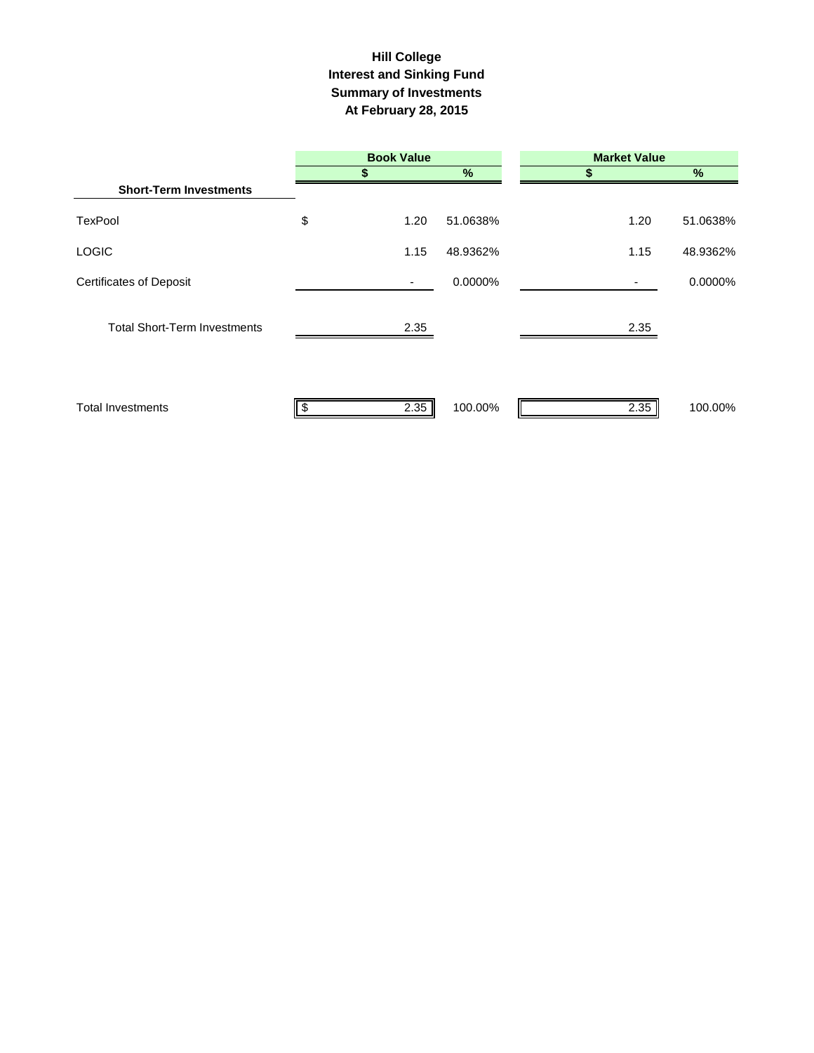# Hill College
## Interest and Sinking Fund
## Summary of Investments
## At February 28, 2015

| | Book Value | | Market Value | |
|---|---|---|---|---|
| | $ | % | $ | % |
| **Short-Term Investments** | | | | |
| TexPool | $ 1.20 | 51.0638% | 1.20 | 51.0638% |
| LOGIC | 1.15 | 48.9362% | 1.15 | 48.9362% |
| Certificates of Deposit | - | 0.0000% | - | 0.0000% |
| Total Short-Term Investments | 2.35 | | 2.35 | |
| Total Investments | $ 2.35 | 100.00% | 2.35 | 100.00% |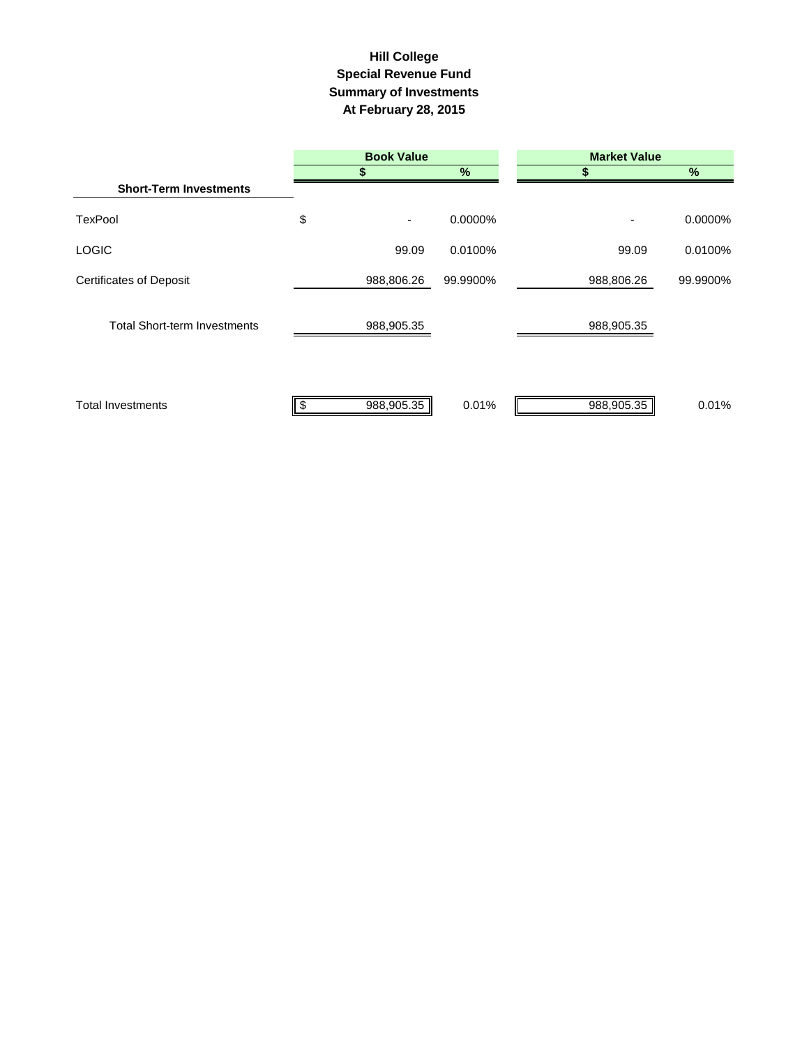# Hill College
## Special Revenue Fund
## Summary of Investments
## At February 28, 2015

| | Book Value | | Market Value | |
|---|---|---|---|---|
| | $ | % | $ | % |
| **Short-Term Investments** | | | | |
| TexPool | $ - | 0.0000% | - | 0.0000% |
| LOGIC | 99.09 | 0.0100% | 99.09 | 0.0100% |
| Certificates of Deposit | 988,806.26 | 99.9900% | 988,806.26 | 99.9900% |
| Total Short-term Investments | 988,905.35 | | 988,905.35 | |
| Total Investments | $ 988,905.35 | 0.01% | 988,905.35 | 0.01% |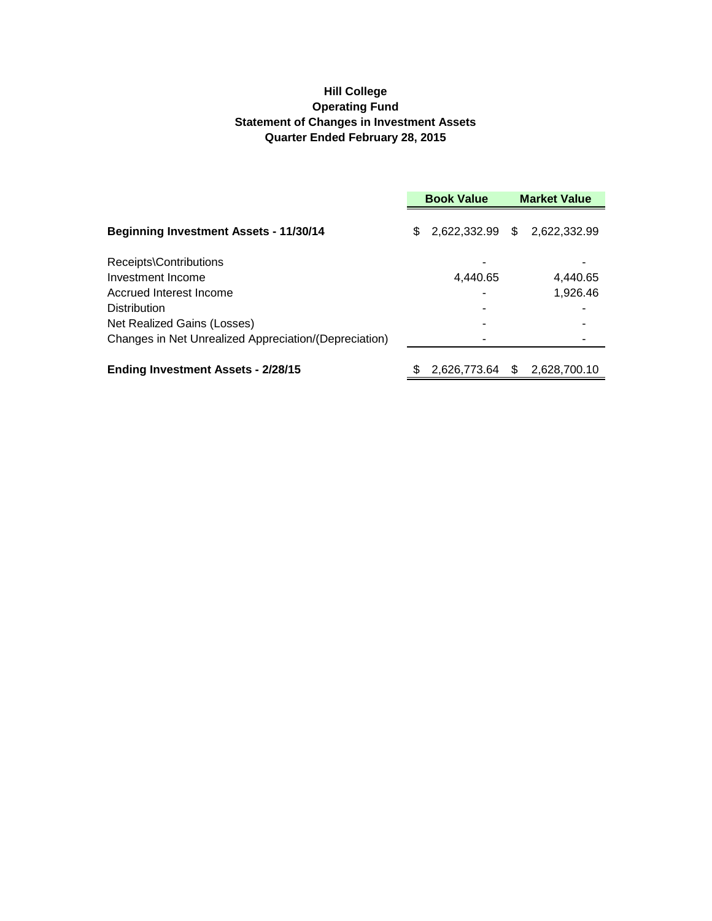**Hill College**
**Operating Fund**
**Statement of Changes in Investment Assets**
**Quarter Ended February 28, 2015**

| | Book Value | Market Value |
|---|---|---|
| **Beginning Investment Assets - 11/30/14** | $ 2,622,332.99 | $ 2,622,332.99 |
| Receipts\Contributions | - | - |
| Investment Income | 4,440.65 | 4,440.65 |
| Accrued Interest Income | - | 1,926.46 |
| Distribution | - | - |
| Net Realized Gains (Losses) | - | - |
| Changes in Net Unrealized Appreciation/(Depreciation) | - | - |
| **Ending Investment Assets - 2/28/15** | $ 2,626,773.64 | $ 2,628,700.10 |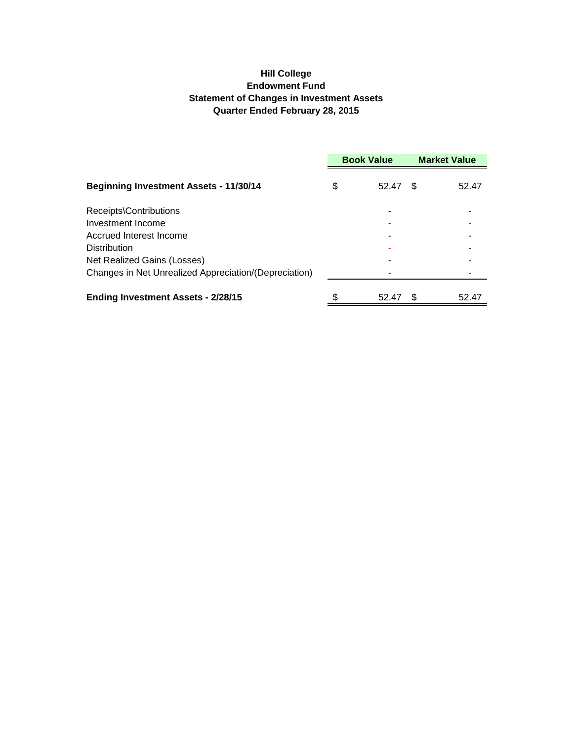**Hill College**
**Endowment Fund**
**Statement of Changes in Investment Assets**
**Quarter Ended February 28, 2015**

| | Book Value | Market Value |
|---|---|---|
| **Beginning Investment Assets - 11/30/14** | $ 52.47 | $ 52.47 |
| Receipts\Contributions | - | - |
| Investment Income | - | - |
| Accrued Interest Income | - | - |
| Distribution | - | - |
| Net Realized Gains (Losses) | - | - |
| Changes in Net Unrealized Appreciation/(Depreciation) | - | - |
| **Ending Investment Assets - 2/28/15** | $ 52.47 | $ 52.47 |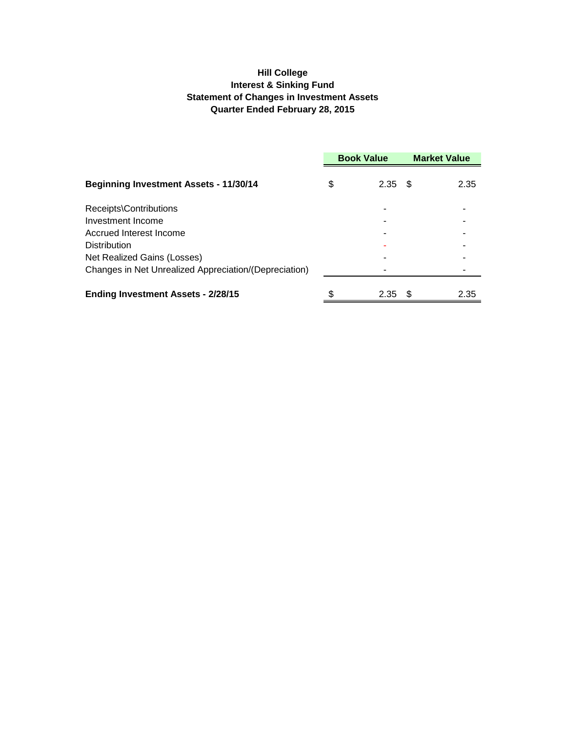**Hill College**
**Interest & Sinking Fund**
**Statement of Changes in Investment Assets**
**Quarter Ended February 28, 2015**

| | Book Value | Market Value |
|---|---|---|
| **Beginning Investment Assets - 11/30/14** | $ 2.35 | $ 2.35 |
| Receipts\Contributions | - | - |
| Investment Income | - | - |
| Accrued Interest Income | - | - |
| Distribution | - | - |
| Net Realized Gains (Losses) | - | - |
| Changes in Net Unrealized Appreciation/(Depreciation) | - | - |
| **Ending Investment Assets - 2/28/15** | $ 2.35 | $ 2.35 |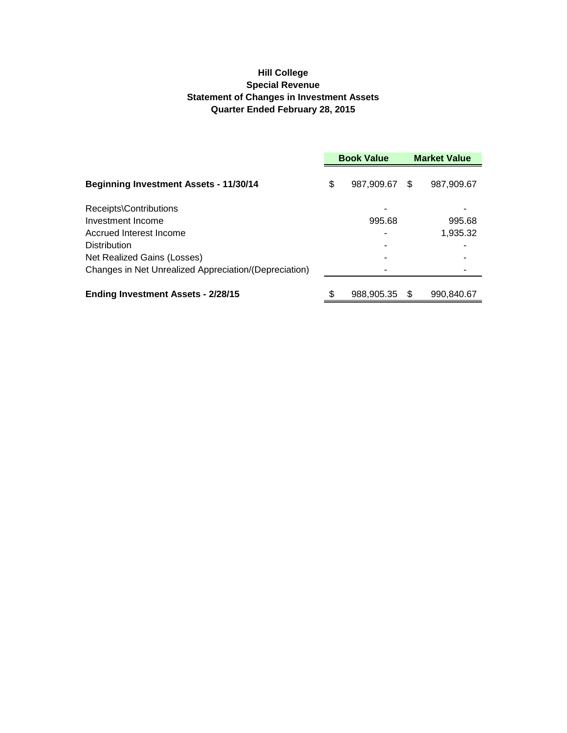**Hill College**
**Special Revenue**
**Statement of Changes in Investment Assets**
**Quarter Ended February 28, 2015**

| | Book Value | Market Value |
|---|---|---|
| **Beginning Investment Assets - 11/30/14** | $ 987,909.67 | $ 987,909.67 |
| Receipts\Contributions | - | - |
| Investment Income | 995.68 | 995.68 |
| Accrued Interest Income | - | 1,935.32 |
| Distribution | - | - |
| Net Realized Gains (Losses) | - | - |
| Changes in Net Unrealized Appreciation/(Depreciation) | - | - |
| **Ending Investment Assets - 2/28/15** | $ 988,905.35 | $ 990,840.67 |